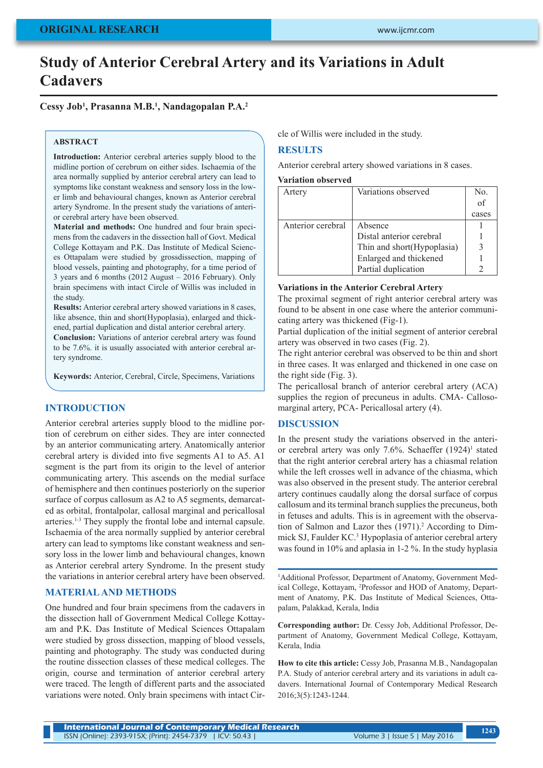ORIGINAL RESEARCH

# Study of Anterior Cerebral Artery and its Variations in Adult Cadavers

**Cessy Job[1], Prasanna M.B.[1], Nandagopalan P.A.[2]**

## ABSTRACT

**Introduction:** Anterior cerebral arteries supply blood to the midline portion of cerebrum on either sides. Ischaemia of the area normally supplied by anterior cerebral artery can lead to symptoms like constant weakness and sensory loss in the lower limb and behavioural changes, known as Anterior cerebral artery Syndrome. In the present study the variations of anterior cerebral artery have been observed.
**Material and methods:** One hundred and four brain specimens from the cadavers in the dissection hall of Govt. Medical College Kottayam and P.K. Das Institute of Medical Sciences Ottapalam were studied by grossdissection, mapping of blood vessels, painting and photography, for a time period of 3 years and 6 months (2012 August – 2016 February). Only brain specimens with intact Circle of Willis was included in the study.
**Results:** Anterior cerebral artery showed variations in 8 cases, like absence, thin and short(Hypoplasia), enlarged and thickened, partial duplication and distal anterior cerebral artery.
**Conclusion:** Variations of anterior cerebral artery was found to be 7.6%. it is usually associated with anterior cerebral artery syndrome.

**Keywords:** Anterior, Cerebral, Circle, Specimens, Variations

## INTRODUCTION

Anterior cerebral arteries supply blood to the midline portion of cerebrum on either sides. They are inter connected by an anterior communicating artery. Anatomically anterior cerebral artery is divided into five segments A1 to A5. A1 segment is the part from its origin to the level of anterior communicating artery. This ascends on the medial surface of hemisphere and then continues posteriorly on the superior surface of corpus callosum as A2 to A5 segments, demarcated as orbital, frontalpolar, callosal marginal and pericallosal arteries.[1-3] They supply the frontal lobe and internal capsule. Ischaemia of the area normally supplied by anterior cerebral artery can lead to symptoms like constant weakness and sensory loss in the lower limb and behavioural changes, known as Anterior cerebral artery Syndrome. In the present study the variations in anterior cerebral artery have been observed.

## MATERIAL AND METHODS

One hundred and four brain specimens from the cadavers in the dissection hall of Government Medical College Kottayam and P.K. Das Institute of Medical Sciences Ottapalam were studied by gross dissection, mapping of blood vessels, painting and photography. The study was conducted during the routine dissection classes of these medical colleges. The origin, course and termination of anterior cerebral artery were traced. The length of different parts and the associated variations were noted. Only brain specimens with intact Circle of Willis were included in the study.

## RESULTS

Anterior cerebral artery showed variations in 8 cases.

**Variation observed**

| Artery | Variations observed | No. of cases |
|---|---|---|
| Anterior cerebral | Absence | 1 |
| | Distal anterior cerebral | 1 |
| | Thin and short(Hypoplasia) | 3 |
| | Enlarged and thickened | 1 |
| | Partial duplication | 2 |

**Variations in the Anterior Cerebral Artery**

The proximal segment of right anterior cerebral artery was found to be absent in one case where the anterior communicating artery was thickened (Fig-1).
Partial duplication of the initial segment of anterior cerebral artery was observed in two cases (Fig. 2).
The right anterior cerebral was observed to be thin and short in three cases. It was enlarged and thickened in one case on the right side (Fig. 3).
The pericallosal branch of anterior cerebral artery (ACA) supplies the region of precuneus in adults. CMA- Callosomarginal artery, PCA- Pericallosal artery (4).

## DISCUSSION

In the present study the variations observed in the anterior cerebral artery was only 7.6%. Schaeffer (1924)[1] stated that the right anterior cerebral artery has a chiasmal relation while the left crosses well in advance of the chiasma, which was also observed in the present study. The anterior cerebral artery continues caudally along the dorsal surface of corpus callosum and its terminal branch supplies the precuneus, both in fetuses and adults. This is in agreement with the observation of Salmon and Lazor thes (1971).[2] According to Dimmick SJ, Faulder KC.[3] Hypoplasia of anterior cerebral artery was found in 10% and aplasia in 1-2 %. In the study hyplasia

---

[1]Additional Professor, Department of Anatomy, Government Medical College, Kottayam, [2]Professor and HOD of Anatomy, Department of Anatomy, P.K. Das Institute of Medical Sciences, Ottapalam, Palakkad, Kerala, India

**Corresponding author:** Dr. Cessy Job, Additional Professor, Department of Anatomy, Government Medical College, Kottayam, Kerala, India

**How to cite this article:** Cessy Job, Prasanna M.B., Nandagopalan P.A. Study of anterior cerebral artery and its variations in adult cadavers. International Journal of Contemporary Medical Research 2016;3(5):1243-1244.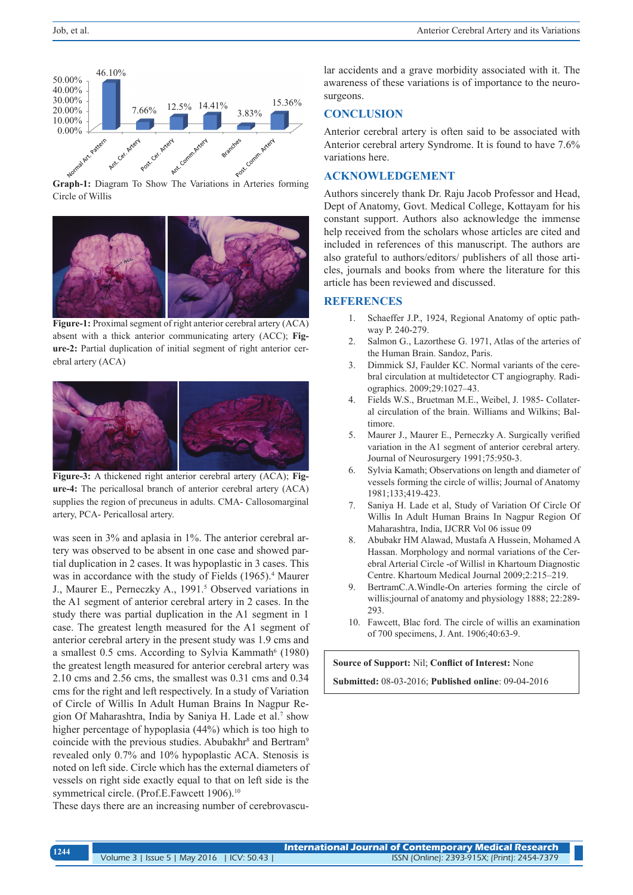46.10%
50.00%
40.00%
30.00%
20.00%
10.00%
0.00%
7.66%
12.5%
14.41%
3.83%
15.36%
Normal Art. Pattern
Ant. Cer. Artery
Post. Cer. Artery
Ant. Comm.Artery
Branches
Post. Comm. Artery

**Graph-1:** Diagram To Show The Variations in Arteries forming Circle of Willis

**Figure-1:** Proximal segment of right anterior cerebral artery (ACA) absent with a thick anterior communicating artery (ACC); **Figure-2:** Partial duplication of initial segment of right anterior cerebral artery (ACA)

**Figure-3:** A thickened right anterior cerebral artery (ACA); **Figure-4:** The pericallosal branch of anterior cerebral artery (ACA) supplies the region of precuneus in adults. CMA- Callosomarginal artery, PCA- Pericallosal artery.

was seen in 3% and aplasia in 1%. The anterior cerebral artery was observed to be absent in one case and showed partial duplication in 2 cases. It was hypoplastic in 3 cases. This was in accordance with the study of Fields (1965).[4] Maurer J., Maurer E., Perneczky A., 1991.[5] Observed variations in the A1 segment of anterior cerebral artery in 2 cases. In the study there was partial duplication in the A1 segment in 1 case. The greatest length measured for the A1 segment of anterior cerebral artery in the present study was 1.9 cms and a smallest 0.5 cms. According to Sylvia Kammath[6] (1980) the greatest length measured for anterior cerebral artery was 2.10 cms and 2.56 cms, the smallest was 0.31 cms and 0.34 cms for the right and left respectively. In a study of Variation of Circle of Willis In Adult Human Brains In Nagpur Region Of Maharashtra, India by Saniya H. Lade et al.[7] show higher percentage of hypoplasia (44%) which is too high to coincide with the previous studies. Abubakhr[8] and Bertram[9] revealed only 0.7% and 10% hypoplastic ACA. Stenosis is noted on left side. Circle which has the external diameters of vessels on right side exactly equal to that on left side is the symmetrical circle. (Prof.E.Fawcett 1906).[10]

These days there are an increasing number of cerebrovascular accidents and a grave morbidity associated with it. The awareness of these variations is of importance to the neurosurgeons.

## CONCLUSION

Anterior cerebral artery is often said to be associated with Anterior cerebral artery Syndrome. It is found to have 7.6% variations here.

## ACKNOWLEDGEMENT

Authors sincerely thank Dr. Raju Jacob Professor and Head, Dept of Anatomy, Govt. Medical College, Kottayam for his constant support. Authors also acknowledge the immense help received from the scholars whose articles are cited and included in references of this manuscript. The authors are also grateful to authors/editors/ publishers of all those articles, journals and books from where the literature for this article has been reviewed and discussed.

## REFERENCES

1. Schaeffer J.P., 1924, Regional Anatomy of optic pathway P. 240-279.
2. Salmon G., Lazorthese G. 1971, Atlas of the arteries of the Human Brain. Sandoz, Paris.
3. Dimmick SJ, Faulder KC. Normal variants of the cerebral circulation at multidetector CT angiography. Radiographics. 2009;29:1027–43.
4. Fields W.S., Bruetman M.E., Weibel, J. 1985- Collateral circulation of the brain. Williams and Wilkins; Baltimore.
5. Maurer J., Maurer E., Perneczky A. Surgically verified variation in the A1 segment of anterior cerebral artery. Journal of Neurosurgery 1991;75:950-3.
6. Sylvia Kamath; Observations on length and diameter of vessels forming the circle of willis; Journal of Anatomy 1981;133;419-423.
7. Saniya H. Lade et al, Study of Variation Of Circle Of Willis In Adult Human Brains In Nagpur Region Of Maharashtra, India, IJCRR Vol 06 issue 09
8. Abubakr HM Alawad, Mustafa A Hussein, Mohamed A Hassan. Morphology and normal variations of the Cerebral Arterial Circle -of Willisl in Khartoum Diagnostic Centre. Khartoum Medical Journal 2009;2:215–219.
9. BertramC.A.Windle-On arteries forming the circle of willis;journal of anatomy and physiology 1888; 22:289-293.
10. Fawcett, Blac ford. The circle of willis an examination of 700 specimens, J. Ant. 1906;40:63-9.

**Source of Support:** Nil; **Conflict of Interest:** None

**Submitted:** 08-03-2016; **Published online**: 09-04-2016